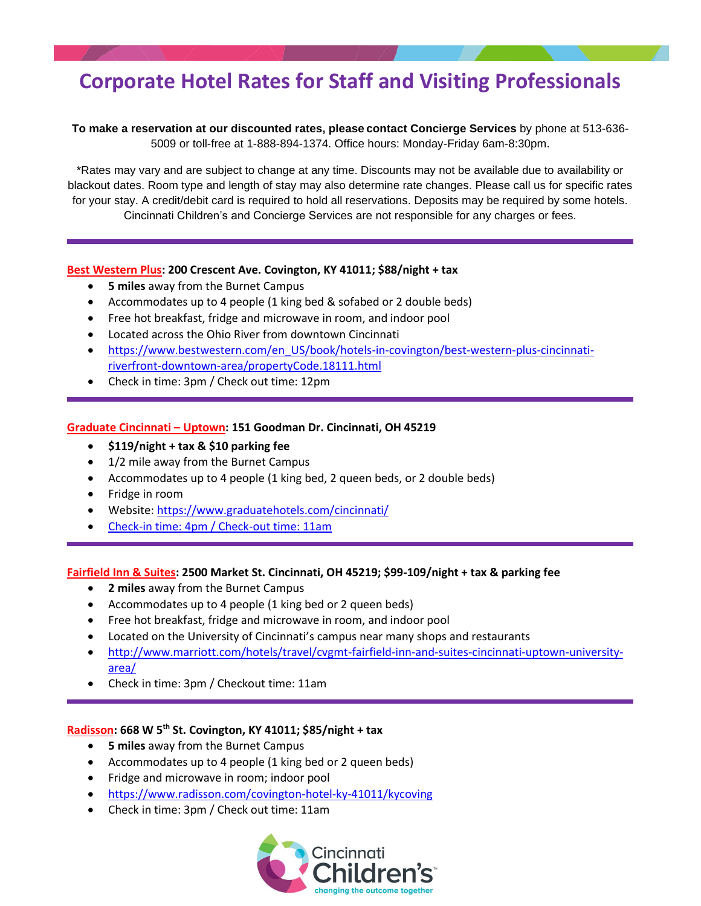# Corporate Hotel Rates for Staff and Visiting Professionals

**To make a reservation at our discounted rates, please contact Concierge Services** by phone at 513-636-5009 or toll-free at 1-888-894-1374. Office hours: Monday-Friday 6am-8:30pm.

*Rates may vary and are subject to change at any time. Discounts may not be available due to availability or blackout dates. Room type and length of stay may also determine rate changes. Please call us for specific rates for your stay. A credit/debit card is required to hold all reservations. Deposits may be required by some hotels. Cincinnati Children's and Concierge Services are not responsible for any charges or fees.

---

**Best Western Plus: 200 Crescent Ave. Covington, KY 41011; $88/night + tax**

- **5 miles** away from the Burnet Campus
- Accommodates up to 4 people (1 king bed & sofabed or 2 double beds)
- Free hot breakfast, fridge and microwave in room, and indoor pool
- Located across the Ohio River from downtown Cincinnati
- https://www.bestwestern.com/en_US/book/hotels-in-covington/best-western-plus-cincinnati-riverfront-downtown-area/propertyCode.18111.html
- Check in time: 3pm / Check out time: 12pm

---

**Graduate Cincinnati – Uptown: 151 Goodman Dr. Cincinnati, OH 45219**

- **$119/night + tax & $10 parking fee**
- 1/2 mile away from the Burnet Campus
- Accommodates up to 4 people (1 king bed, 2 queen beds, or 2 double beds)
- Fridge in room
- Website: https://www.graduatehotels.com/cincinnati/
- Check-in time: 4pm / Check-out time: 11am

---

**Fairfield Inn & Suites: 2500 Market St. Cincinnati, OH 45219; $99-109/night + tax & parking fee**

- **2 miles** away from the Burnet Campus
- Accommodates up to 4 people (1 king bed or 2 queen beds)
- Free hot breakfast, fridge and microwave in room, and indoor pool
- Located on the University of Cincinnati's campus near many shops and restaurants
- http://www.marriott.com/hotels/travel/cvgmt-fairfield-inn-and-suites-cincinnati-uptown-university-area/
- Check in time: 3pm / Checkout time: 11am

---

**Radisson: 668 W 5th St. Covington, KY 41011; $85/night + tax**

- **5 miles** away from the Burnet Campus
- Accommodates up to 4 people (1 king bed or 2 queen beds)
- Fridge and microwave in room; indoor pool
- https://www.radisson.com/covington-hotel-ky-41011/kycoving
- Check in time: 3pm / Check out time: 11am

Cincinnati Children's
changing the outcome together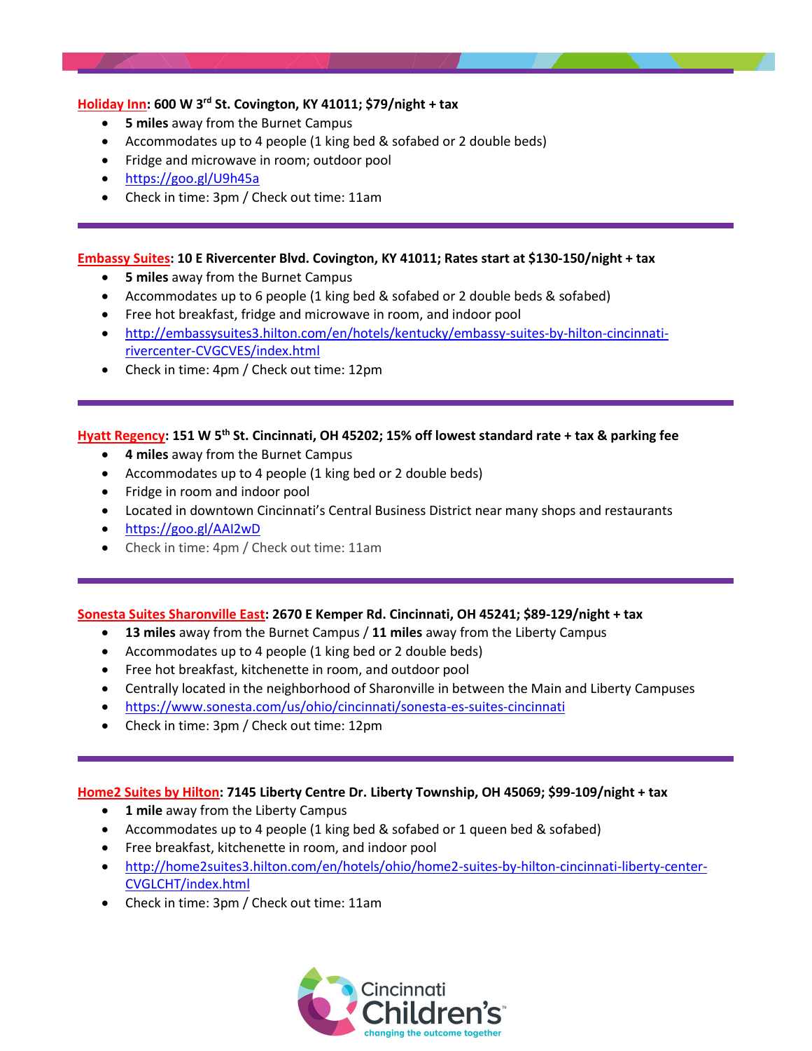**Holiday Inn: 600 W 3rd St. Covington, KY 41011; $79/night + tax**

- **5 miles** away from the Burnet Campus
- Accommodates up to 4 people (1 king bed & sofabed or 2 double beds)
- Fridge and microwave in room; outdoor pool
- https://goo.gl/U9h45a
- Check in time: 3pm / Check out time: 11am

---

**Embassy Suites: 10 E Rivercenter Blvd. Covington, KY 41011; Rates start at $130-150/night + tax**

- **5 miles** away from the Burnet Campus
- Accommodates up to 6 people (1 king bed & sofabed or 2 double beds & sofabed)
- Free hot breakfast, fridge and microwave in room, and indoor pool
- http://embassysuites3.hilton.com/en/hotels/kentucky/embassy-suites-by-hilton-cincinnati-rivercenter-CVGCVES/index.html
- Check in time: 4pm / Check out time: 12pm

---

**Hyatt Regency: 151 W 5th St. Cincinnati, OH 45202; 15% off lowest standard rate + tax & parking fee**

- **4 miles** away from the Burnet Campus
- Accommodates up to 4 people (1 king bed or 2 double beds)
- Fridge in room and indoor pool
- Located in downtown Cincinnati's Central Business District near many shops and restaurants
- https://goo.gl/AAI2wD
- Check in time: 4pm / Check out time: 11am

---

**Sonesta Suites Sharonville East: 2670 E Kemper Rd. Cincinnati, OH 45241; $89-129/night + tax**

- **13 miles** away from the Burnet Campus / **11 miles** away from the Liberty Campus
- Accommodates up to 4 people (1 king bed or 2 double beds)
- Free hot breakfast, kitchenette in room, and outdoor pool
- Centrally located in the neighborhood of Sharonville in between the Main and Liberty Campuses
- https://www.sonesta.com/us/ohio/cincinnati/sonesta-es-suites-cincinnati
- Check in time: 3pm / Check out time: 12pm

---

**Home2 Suites by Hilton: 7145 Liberty Centre Dr. Liberty Township, OH 45069; $99-109/night + tax**

- **1 mile** away from the Liberty Campus
- Accommodates up to 4 people (1 king bed & sofabed or 1 queen bed & sofabed)
- Free breakfast, kitchenette in room, and indoor pool
- http://home2suites3.hilton.com/en/hotels/ohio/home2-suites-by-hilton-cincinnati-liberty-center-CVGLCHT/index.html
- Check in time: 3pm / Check out time: 11am

Cincinnati Children's
changing the outcome together